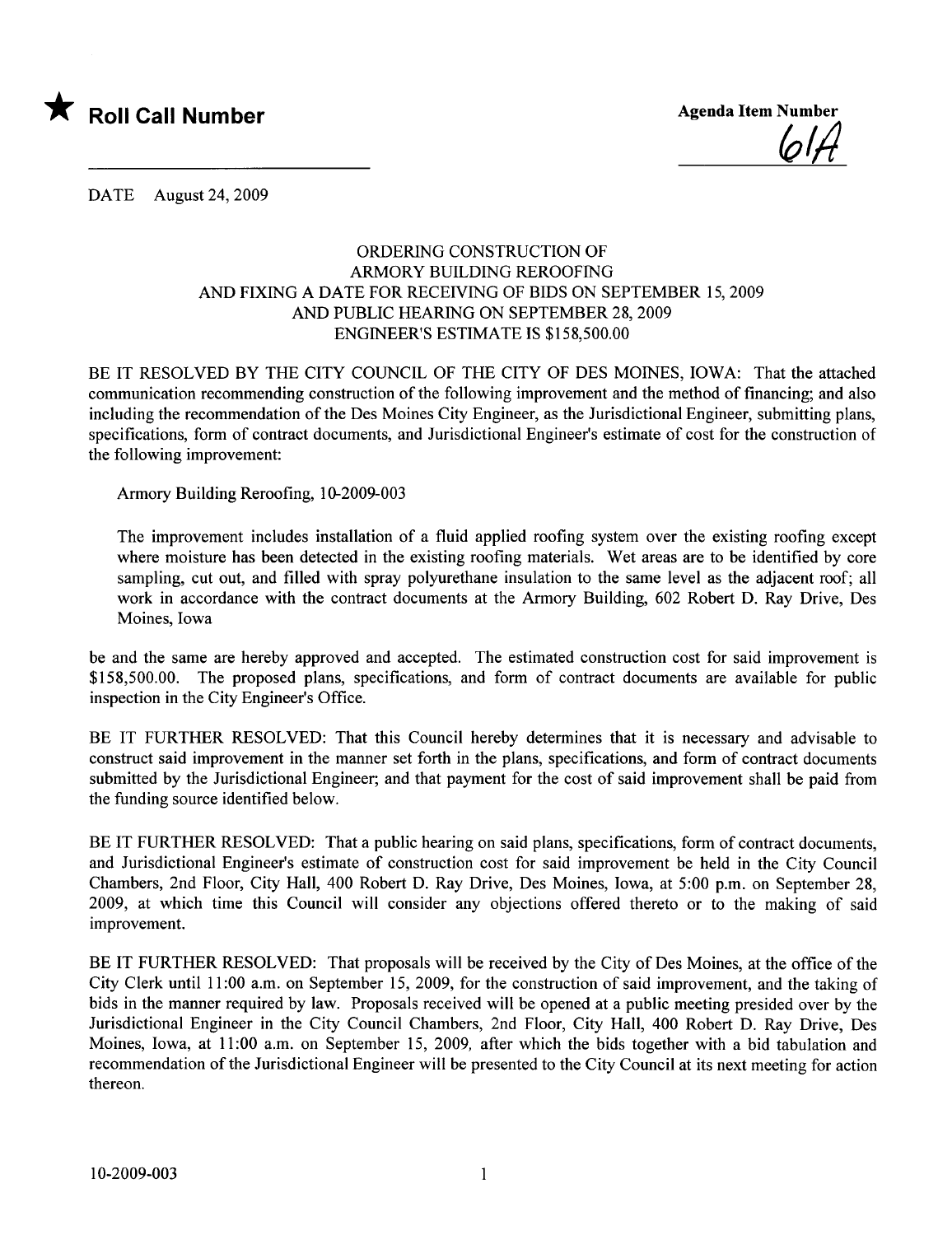★ **Roll Call Number**

**Agenda Item Number**

61A

DATE August 24, 2009

ORDERING CONSTRUCTION OF
ARMORY BUILDING REROOFING
AND FIXING A DATE FOR RECEIVING OF BIDS ON SEPTEMBER 15, 2009
AND PUBLIC HEARING ON SEPTEMBER 28, 2009
ENGINEER'S ESTIMATE IS $158,500.00

BE IT RESOLVED BY THE CITY COUNCIL OF THE CITY OF DES MOINES, IOWA: That the attached communication recommending construction of the following improvement and the method of financing; and also including the recommendation of the Des Moines City Engineer, as the Jurisdictional Engineer, submitting plans, specifications, form of contract documents, and Jurisdictional Engineer's estimate of cost for the construction of the following improvement:

Armory Building Reroofing, 10-2009-003

The improvement includes installation of a fluid applied roofing system over the existing roofing except where moisture has been detected in the existing roofing materials. Wet areas are to be identified by core sampling, cut out, and filled with spray polyurethane insulation to the same level as the adjacent roof; all work in accordance with the contract documents at the Armory Building, 602 Robert D. Ray Drive, Des Moines, Iowa

be and the same are hereby approved and accepted. The estimated construction cost for said improvement is $158,500.00. The proposed plans, specifications, and form of contract documents are available for public inspection in the City Engineer's Office.

BE IT FURTHER RESOLVED: That this Council hereby determines that it is necessary and advisable to construct said improvement in the manner set forth in the plans, specifications, and form of contract documents submitted by the Jurisdictional Engineer; and that payment for the cost of said improvement shall be paid from the funding source identified below.

BE IT FURTHER RESOLVED: That a public hearing on said plans, specifications, form of contract documents, and Jurisdictional Engineer's estimate of construction cost for said improvement be held in the City Council Chambers, 2nd Floor, City Hall, 400 Robert D. Ray Drive, Des Moines, Iowa, at 5:00 p.m. on September 28, 2009, at which time this Council will consider any objections offered thereto or to the making of said improvement.

BE IT FURTHER RESOLVED: That proposals will be received by the City of Des Moines, at the office of the City Clerk until 11:00 a.m. on September 15, 2009, for the construction of said improvement, and the taking of bids in the manner required by law. Proposals received will be opened at a public meeting presided over by the Jurisdictional Engineer in the City Council Chambers, 2nd Floor, City Hall, 400 Robert D. Ray Drive, Des Moines, Iowa, at 11:00 a.m. on September 15, 2009, after which the bids together with a bid tabulation and recommendation of the Jurisdictional Engineer will be presented to the City Council at its next meeting for action thereon.

10-2009-003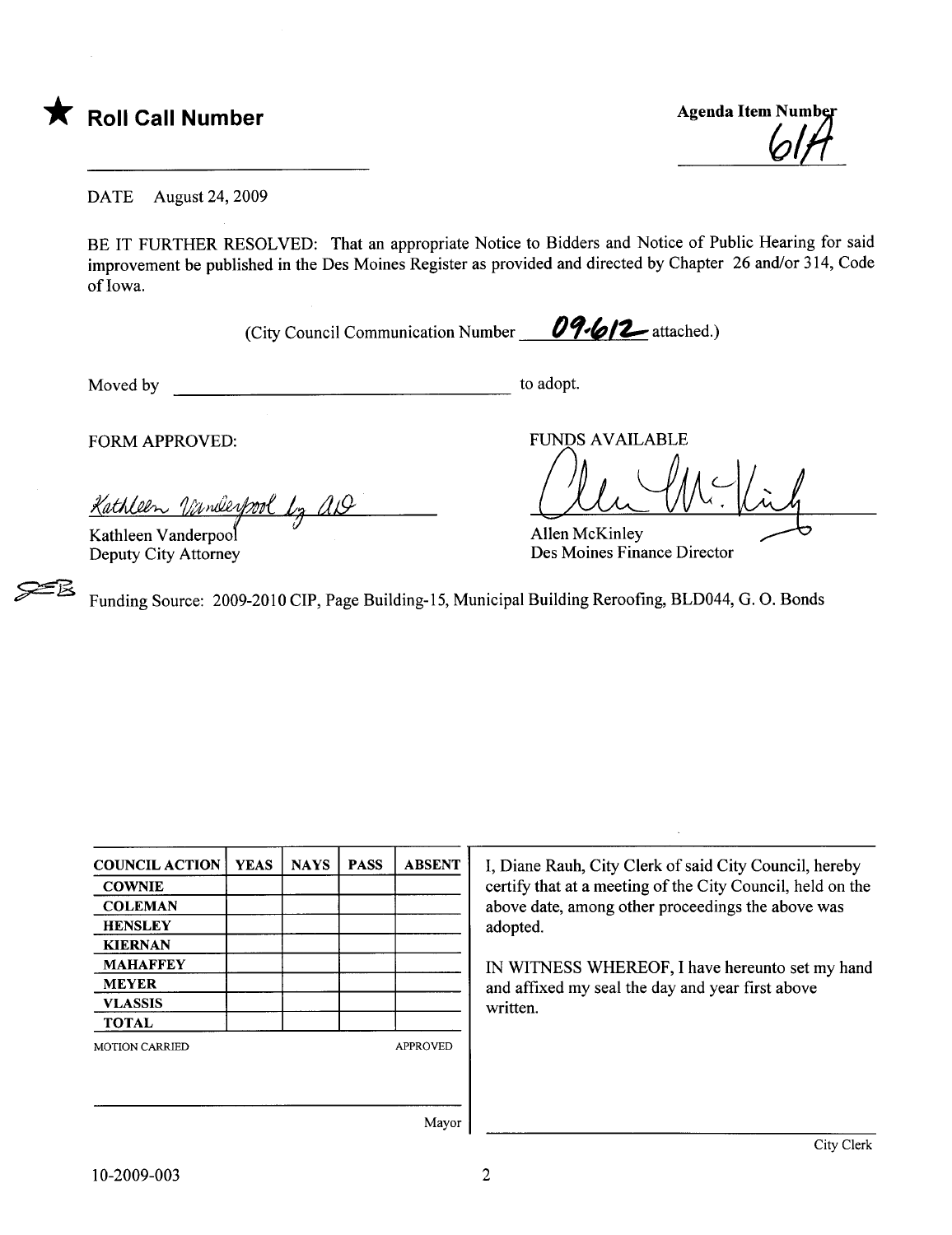★ **Roll Call Number**

_______________________

Agenda Item Number
61A

DATE August 24, 2009

BE IT FURTHER RESOLVED: That an appropriate Notice to Bidders and Notice of Public Hearing for said improvement be published in the Des Moines Register as provided and directed by Chapter 26 and/or 314, Code of Iowa.

(City Council Communication Number 09-612 attached.)

Moved by _______________________ to adopt.

FORM APPROVED:

Kathleen Vanderpool by AD

Kathleen Vanderpool
Deputy City Attorney

FUNDS AVAILABLE

Allen McKinley

Allen McKinley
Des Moines Finance Director

Funding Source: 2009-2010 CIP, Page Building-15, Municipal Building Reroofing, BLD044, G. O. Bonds

| COUNCIL ACTION | YEAS | NAYS | PASS | ABSENT |
|---|---|---|---|---|
| COWNIE | | | | |
| COLEMAN | | | | |
| HENSLEY | | | | |
| KIERNAN | | | | |
| MAHAFFEY | | | | |
| MEYER | | | | |
| VLASSIS | | | | |
| TOTAL | | | | |

MOTION CARRIED APPROVED

_______________________ Mayor

I, Diane Rauh, City Clerk of said City Council, hereby certify that at a meeting of the City Council, held on the above date, among other proceedings the above was adopted.

IN WITNESS WHEREOF, I have hereunto set my hand and affixed my seal the day and year first above written.

_______________________ City Clerk

10-2009-003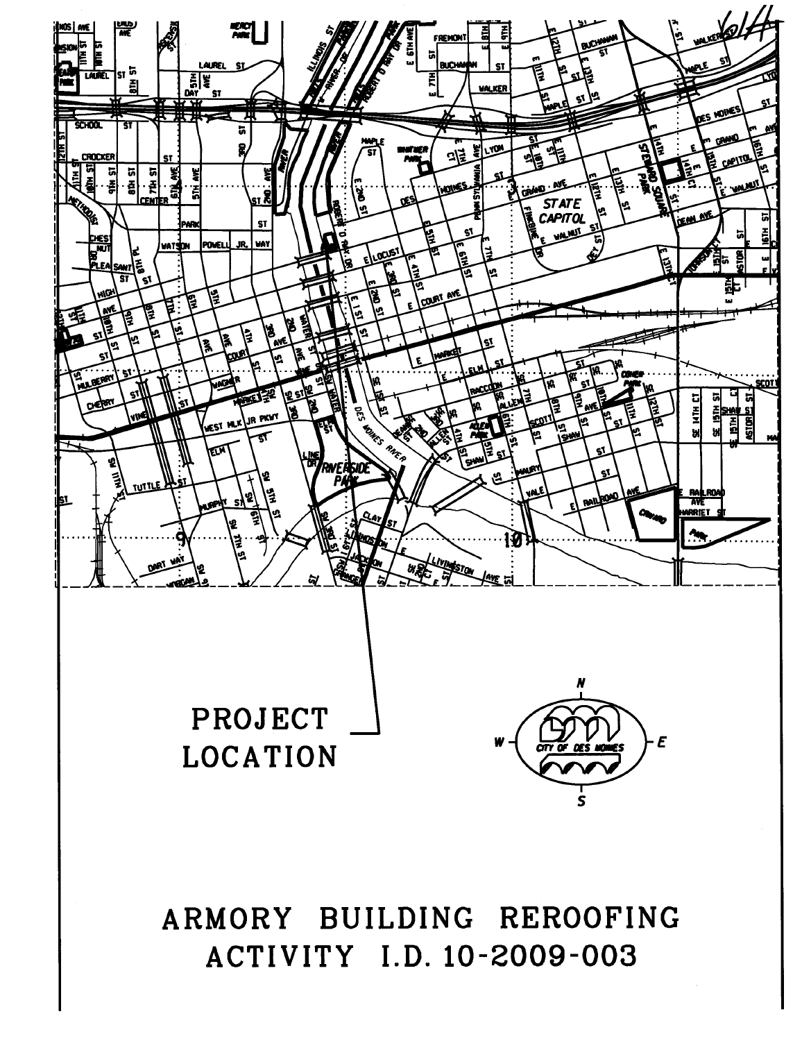PROJECT LOCATION

# ARMORY BUILDING REROOFING
# ACTIVITY I.D. 10-2009-003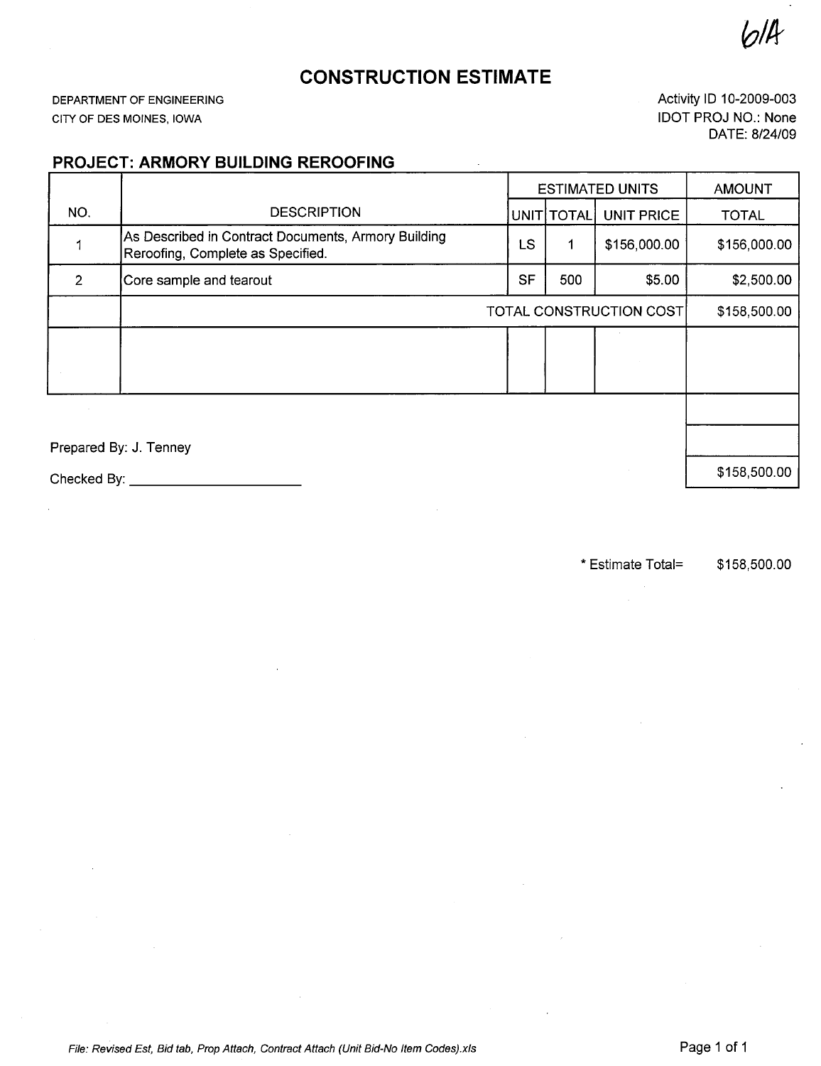6/A

# CONSTRUCTION ESTIMATE

DEPARTMENT OF ENGINEERING
CITY OF DES MOINES, IOWA

Activity ID 10-2009-003
IDOT PROJ NO.: None
DATE: 8/24/09

## PROJECT: ARMORY BUILDING REROOFING

| | | ESTIMATED UNITS | | | AMOUNT |
|---|---|---|---|---|---|
| NO. | DESCRIPTION | UNIT | TOTAL | UNIT PRICE | TOTAL |
| 1 | As Described in Contract Documents, Armory Building Reroofing, Complete as Specified. | LS | 1 | $156,000.00 | $156,000.00 |
| 2 | Core sample and tearout | SF | 500 | $5.00 | $2,500.00 |
| | TOTAL CONSTRUCTION COST | | | | $158,500.00 |
| | | | | | |
| | | | | | |
| | | | | | |
| | | | | | $158,500.00 |

Prepared By: J. Tenney

Checked By: ______________________

\* Estimate Total= $158,500.00

*File: Revised Est, Bid tab, Prop Attach, Contract Attach (Unit Bid-No Item Codes).xls*